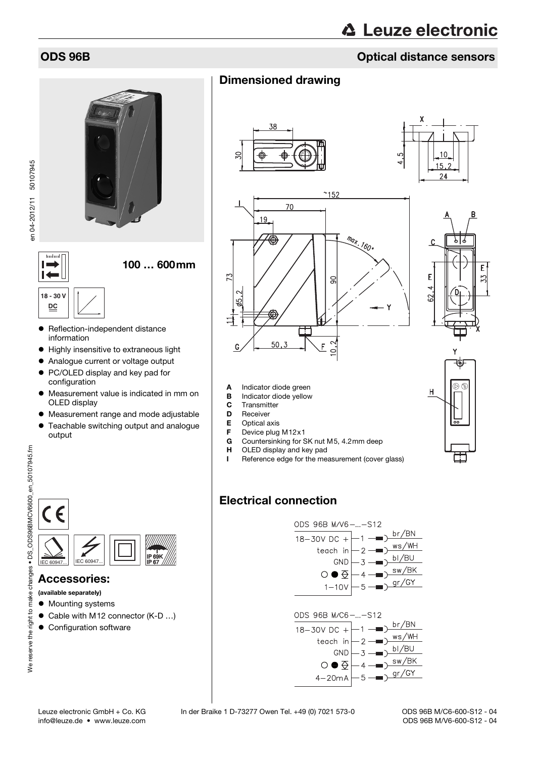# ODS 96B

## Optical distance sensors

**100 … 600 mm**

18 - 30 V DC

- Reflection-independent distance information
- Highly insensitive to extraneous light
- Analogue current or voltage output
- PC/OLED display and key pad for configuration
- Measurement value is indicated in mm on OLED display
- Measurement range and mode adjustable
- Teachable switching output and analogue output

IP 69K
IP 67

## Accessories:

**(available separately)**

- Mounting systems
- Cable with M12 connector (K-D …)
- Configuration software

## Dimensioned drawing

- **A** Indicator diode green
- **B** Indicator diode yellow
- **C** Transmitter
- **D** Receiver
- **E** Optical axis
- **F** Device plug M12x1
- **G** Countersinking for SK nut M5, 4.2mm deep
- **H** OLED display and key pad
- **I** Reference edge for the measurement (cover glass)

## Electrical connection

ODS 96B M/V6-…-S12

| Pin | Function | Wire colour |
|---|---|---|
| 1 | 18-30V DC + | br/BN |
| 2 | teach in | ws/WH |
| 3 | GND | bl/BU |
| 4 | switching output | sw/BK |
| 5 | 1-10V | gr/GY |

ODS 96B M/C6-…-S12

| Pin | Function | Wire colour |
|---|---|---|
| 1 | 18-30V DC + | br/BN |
| 2 | teach in | ws/WH |
| 3 | GND | bl/BU |
| 4 | switching output | sw/BK |
| 5 | 4-20mA | gr/GY |

ODS 96B M/C6-600-S12 - 04
ODS 96B M/V6-600-S12 - 04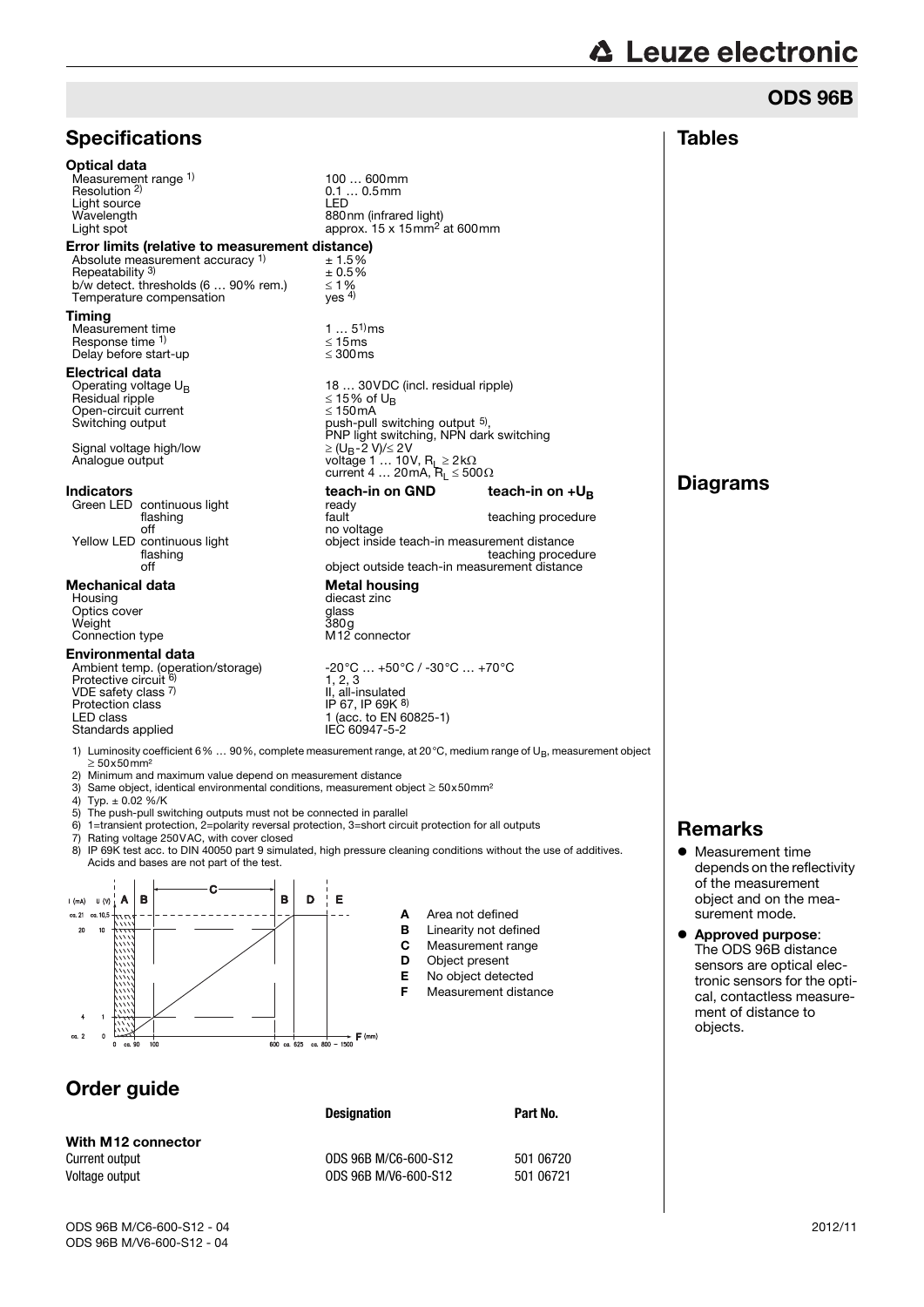# ODS 96B

## Specifications

| | | |
|---|---|---|
| **Optical data** | | |
| Measurement range [1] | 100 … 600mm | |
| Resolution [2] | 0.1 … 0.5mm | |
| Light source | LED | |
| Wavelength | 880nm (infrared light) | |
| Light spot | approx. 15 x 15mm² at 600mm | |
| **Error limits (relative to measurement distance)** | | |
| Absolute measurement accuracy [1] | ± 1.5% | |
| Repeatability [3] | ± 0.5% | |
| b/w detect. thresholds (6 … 90% rem.) | ≤ 1% | |
| Temperature compensation | yes [4] | |
| **Timing** | | |
| Measurement time | 1 … 5[1] ms | |
| Response time [1] | ≤ 15ms | |
| Delay before start-up | ≤ 300ms | |
| **Electrical data** | | |
| Operating voltage $U_B$ | 18 … 30VDC (incl. residual ripple) | |
| Residual ripple | ≤ 15% of $U_B$ | |
| Open-circuit current | ≤ 150mA | |
| Switching output | push-pull switching output [5], PNP light switching, NPN dark switching | |
| Signal voltage high/low | ≥ ($U_B$-2 V)/≤ 2V | |
| Analogue output | voltage 1 … 10V, $R_L \geq 2k\Omega$; current 4 … 20mA, $R_L \leq 500\Omega$ | |
| **Indicators** | **teach-in on GND** | **teach-in on +$U_B$** |
| Green LED continuous light | ready | |
| flashing | fault | teaching procedure |
| off | no voltage | |
| Yellow LED continuous light | object inside teach-in measurement distance | |
| flashing | | teaching procedure |
| off | object outside teach-in measurement distance | |
| **Mechanical data** | **Metal housing** | |
| Housing | diecast zinc | |
| Optics cover | glass | |
| Weight | 380g | |
| Connection type | M12 connector | |
| **Environmental data** | | |
| Ambient temp. (operation/storage) | -20°C … +50°C / -30°C … +70°C | |
| Protective circuit [6] | 1, 2, 3 | |
| VDE safety class [7] | II, all-insulated | |
| Protection class | IP 67, IP 69K [8] | |
| LED class | 1 (acc. to EN 60825-1) | |
| Standards applied | IEC 60947-5-2 | |

1) Luminosity coefficient 6% … 90%, complete measurement range, at 20°C, medium range of $U_B$, measurement object ≥ 50x50mm²
2) Minimum and maximum value depend on measurement distance
3) Same object, identical environmental conditions, measurement object ≥ 50x50mm²
4) Typ. ± 0.02 %/K
5) The push-pull switching outputs must not be connected in parallel
6) 1=transient protection, 2=polarity reversal protection, 3=short circuit protection for all outputs
7) Rating voltage 250VAC, with cover closed
8) IP 69K test acc. to DIN 40050 part 9 simulated, high pressure cleaning conditions without the use of additives. Acids and bases are not part of the test.

I (mA) U (V) A B C B D E
ca. 21 ca. 10,5
20 10
4 1
ca. 2 0
0 ca. 90 100 600 ca. 625 ca. 800 – 1500 F (mm)

**A** Area not defined
**B** Linearity not defined
**C** Measurement range
**D** Object present
**E** No object detected
**F** Measurement distance

## Tables

## Diagrams

## Remarks

- Measurement time depends on the reflectivity of the measurement object and on the measurement mode.
- **Approved purpose**: The ODS 96B distance sensors are optical electronic sensors for the optical, contactless measurement of distance to objects.

## Order guide

| | Designation | Part No. |
|---|---|---|
| **With M12 connector** | | |
| Current output | ODS 96B M/C6-600-S12 | 501 06720 |
| Voltage output | ODS 96B M/V6-600-S12 | 501 06721 |

ODS 96B M/C6-600-S12 - 04
ODS 96B M/V6-600-S12 - 04